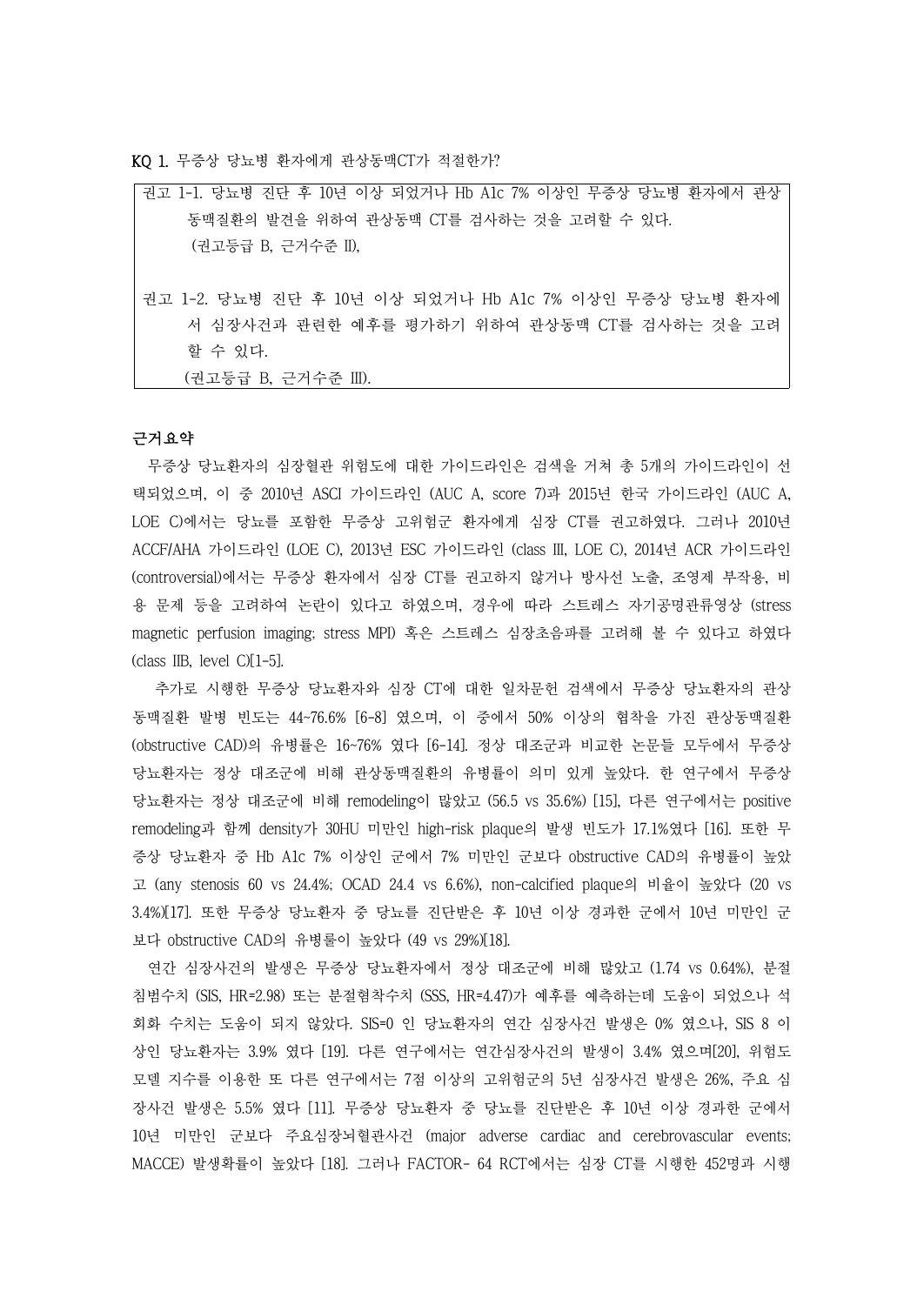**KQ 1.** 무증상 당뇨병 환자에게 관상동맥CT가 적절한가?

> 권고 1-1. 당뇨병 진단 후 10년 이상 되었거나 Hb A1c 7% 이상인 무증상 당뇨병 환자에서 관상동맥질환의 발견을 위하여 관상동맥 CT를 검사하는 것을 고려할 수 있다.
> (권고등급 B, 근거수준 II),
>
> 권고 1-2. 당뇨병 진단 후 10년 이상 되었거나 Hb A1c 7% 이상인 무증상 당뇨병 환자에서 심장사건과 관련한 예후를 평가하기 위하여 관상동맥 CT를 검사하는 것을 고려할 수 있다.
> (권고등급 B, 근거수준 III).

**근거요약**

무증상 당뇨환자의 심장혈관 위험도에 대한 가이드라인은 검색을 거쳐 총 5개의 가이드라인이 선택되었으며, 이 중 2010년 ASCI 가이드라인 (AUC A, score 7)과 2015년 한국 가이드라인 (AUC A, LOE C)에서는 당뇨를 포함한 무증상 고위험군 환자에게 심장 CT를 권고하였다. 그러나 2010년 ACCF/AHA 가이드라인 (LOE C), 2013년 ESC 가이드라인 (class III, LOE C), 2014년 ACR 가이드라인 (controversial)에서는 무증상 환자에서 심장 CT를 권고하지 않거나 방사선 노출, 조영제 부작용, 비용 문제 등을 고려하여 논란이 있다고 하였으며, 경우에 따라 스트레스 자기공명관류영상 (stress magnetic perfusion imaging; stress MPI) 혹은 스트레스 심장초음파를 고려해 볼 수 있다고 하였다 (class IIB, level C)[1-5].

추가로 시행한 무증상 당뇨환자와 심장 CT에 대한 일차문헌 검색에서 무증상 당뇨환자의 관상동맥질환 발병 빈도는 44~76.6% [6-8] 였으며, 이 중에서 50% 이상의 협착을 가진 관상동맥질환 (obstructive CAD)의 유병률은 16~76% 였다 [6-14]. 정상 대조군과 비교한 논문들 모두에서 무증상 당뇨환자는 정상 대조군에 비해 관상동맥질환의 유병률이 의미 있게 높았다. 한 연구에서 무증상 당뇨환자는 정상 대조군에 비해 remodeling이 많았고 (56.5 vs 35.6%) [15], 다른 연구에서는 positive remodeling과 함께 density가 30HU 미만인 high-risk plaque의 발생 빈도가 17.1%였다 [16]. 또한 무증상 당뇨환자 중 Hb A1c 7% 이상인 군에서 7% 미만인 군보다 obstructive CAD의 유병률이 높았고 (any stenosis 60 vs 24.4%; OCAD 24.4 vs 6.6%), non-calcified plaque의 비율이 높았다 (20 vs 3.4%)[17]. 또한 무증상 당뇨환자 중 당뇨를 진단받은 후 10년 이상 경과한 군에서 10년 미만인 군보다 obstructive CAD의 유병률이 높았다 (49 vs 29%)[18].

연간 심장사건의 발생은 무증상 당뇨환자에서 정상 대조군에 비해 많았고 (1.74 vs 0.64%), 분절침범수치 (SIS, HR=2.98) 또는 분절협착수치 (SSS, HR=4.47)가 예후를 예측하는데 도움이 되었으나 석회화 수치는 도움이 되지 않았다. SIS=0 인 당뇨환자의 연간 심장사건 발생은 0% 였으나, SIS 8 이상인 당뇨환자는 3.9% 였다 [19]. 다른 연구에서는 연간심장사건의 발생이 3.4% 였으며[20], 위험도 모델 지수를 이용한 또 다른 연구에서는 7점 이상의 고위험군의 5년 심장사건 발생은 26%, 주요 심장사건 발생은 5.5% 였다 [11]. 무증상 당뇨환자 중 당뇨를 진단받은 후 10년 이상 경과한 군에서 10년 미만인 군보다 주요심장뇌혈관사건 (major adverse cardiac and cerebrovascular events; MACCE) 발생확률이 높았다 [18]. 그러나 FACTOR- 64 RCT에서는 심장 CT를 시행한 452명과 시행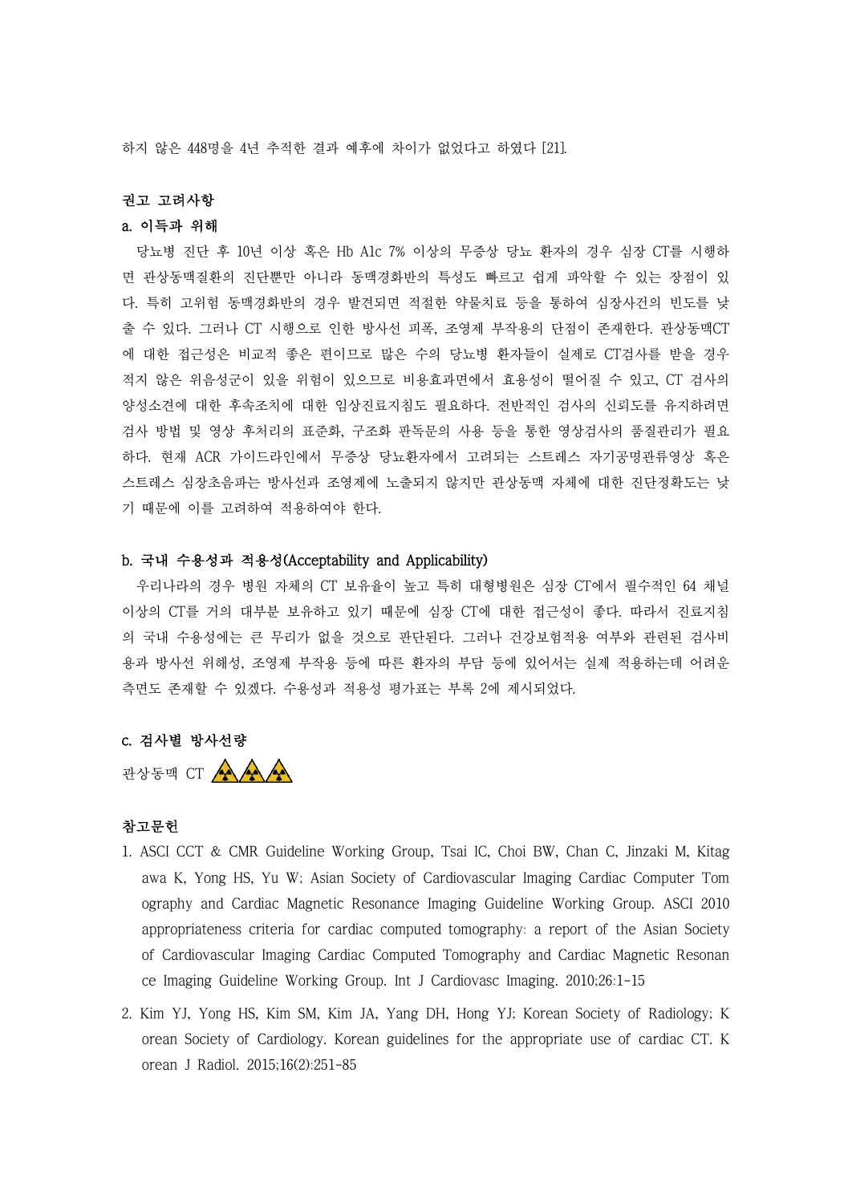하지 않은 448명을 4년 추적한 결과 예후에 차이가 없었다고 하였다 [21].

### 권고 고려사항

#### a. 이득과 위해

당뇨병 진단 후 10년 이상 혹은 Hb A1c 7% 이상의 무증상 당뇨 환자의 경우 심장 CT를 시행하면 관상동맥질환의 진단뿐만 아니라 동맥경화반의 특성도 빠르고 쉽게 파악할 수 있는 장점이 있다. 특히 고위험 동맥경화반의 경우 발견되면 적절한 약물치료 등을 통하여 심장사건의 빈도를 낮출 수 있다. 그러나 CT 시행으로 인한 방사선 피폭, 조영제 부작용의 단점이 존재한다. 관상동맥CT에 대한 접근성은 비교적 좋은 편이므로 많은 수의 당뇨병 환자들이 실제로 CT검사를 받을 경우 적지 않은 위음성군이 있을 위험이 있으므로 비용효과면에서 효용성이 떨어질 수 있고, CT 검사의 양성소견에 대한 후속조치에 대한 임상진료지침도 필요하다. 전반적인 검사의 신뢰도를 유지하려면 검사 방법 및 영상 후처리의 표준화, 구조화 판독문의 사용 등을 통한 영상검사의 품질관리가 필요하다. 현재 ACR 가이드라인에서 무증상 당뇨환자에서 고려되는 스트레스 자기공명관류영상 혹은 스트레스 심장초음파는 방사선과 조영제에 노출되지 않지만 관상동맥 자체에 대한 진단정확도는 낮기 때문에 이를 고려하여 적용하여야 한다.

#### b. 국내 수용성과 적용성(Acceptability and Applicability)

우리나라의 경우 병원 자체의 CT 보유율이 높고 특히 대형병원은 심장 CT에서 필수적인 64 채널 이상의 CT를 거의 대부분 보유하고 있기 때문에 심장 CT에 대한 접근성이 좋다. 따라서 진료지침의 국내 수용성에는 큰 무리가 없을 것으로 판단된다. 그러나 건강보험적용 여부와 관련된 검사비용과 방사선 위해성, 조영제 부작용 등에 따른 환자의 부담 등에 있어서는 실제 적용하는데 어려운 측면도 존재할 수 있겠다. 수용성과 적용성 평가표는 부록 2에 제시되었다.

#### c. 검사별 방사선량

관상동맥 CT ☢☢☢

### 참고문헌

1. ASCI CCT & CMR Guideline Working Group, Tsai IC, Choi BW, Chan C, Jinzaki M, Kitagawa K, Yong HS, Yu W; Asian Society of Cardiovascular Imaging Cardiac Computer Tomography and Cardiac Magnetic Resonance Imaging Guideline Working Group. ASCI 2010 appropriateness criteria for cardiac computed tomography: a report of the Asian Society of Cardiovascular Imaging Cardiac Computed Tomography and Cardiac Magnetic Resonance Imaging Guideline Working Group. Int J Cardiovasc Imaging. 2010;26:1-15
2. Kim YJ, Yong HS, Kim SM, Kim JA, Yang DH, Hong YJ; Korean Society of Radiology; Korean Society of Cardiology. Korean guidelines for the appropriate use of cardiac CT. Korean J Radiol. 2015;16(2):251-85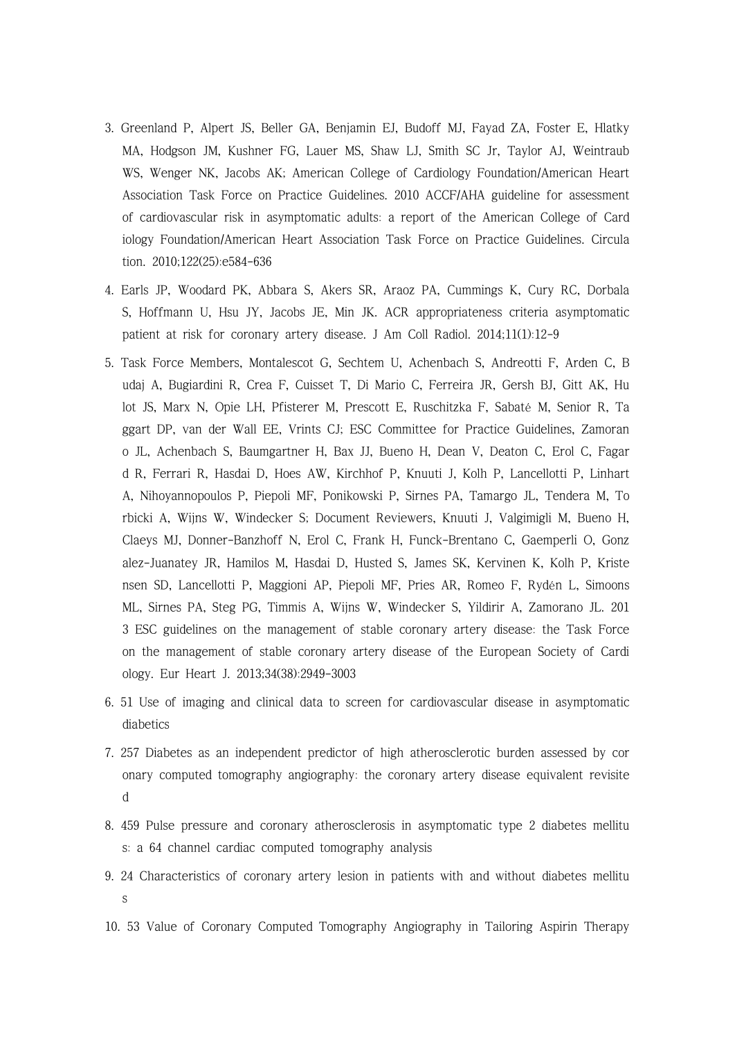3. Greenland P, Alpert JS, Beller GA, Benjamin EJ, Budoff MJ, Fayad ZA, Foster E, Hlatky MA, Hodgson JM, Kushner FG, Lauer MS, Shaw LJ, Smith SC Jr, Taylor AJ, Weintraub WS, Wenger NK, Jacobs AK; American College of Cardiology Foundation/American Heart Association Task Force on Practice Guidelines. 2010 ACCF/AHA guideline for assessment of cardiovascular risk in asymptomatic adults: a report of the American College of Card iology Foundation/American Heart Association Task Force on Practice Guidelines. Circula tion. 2010;122(25):e584-636

4. Earls JP, Woodard PK, Abbara S, Akers SR, Araoz PA, Cummings K, Cury RC, Dorbala S, Hoffmann U, Hsu JY, Jacobs JE, Min JK. ACR appropriateness criteria asymptomatic patient at risk for coronary artery disease. J Am Coll Radiol. 2014;11(1):12-9

5. Task Force Members, Montalescot G, Sechtem U, Achenbach S, Andreotti F, Arden C, B udaj A, Bugiardini R, Crea F, Cuisset T, Di Mario C, Ferreira JR, Gersh BJ, Gitt AK, Hu lot JS, Marx N, Opie LH, Pfisterer M, Prescott E, Ruschitzka F, Sabaté M, Senior R, Ta ggart DP, van der Wall EE, Vrints CJ; ESC Committee for Practice Guidelines, Zamoran o JL, Achenbach S, Baumgartner H, Bax JJ, Bueno H, Dean V, Deaton C, Erol C, Fagar d R, Ferrari R, Hasdai D, Hoes AW, Kirchhof P, Knuuti J, Kolh P, Lancellotti P, Linhart A, Nihoyannopoulos P, Piepoli MF, Ponikowski P, Sirnes PA, Tamargo JL, Tendera M, To rbicki A, Wijns W, Windecker S; Document Reviewers, Knuuti J, Valgimigli M, Bueno H, Claeys MJ, Donner-Banzhoff N, Erol C, Frank H, Funck-Brentano C, Gaemperli O, Gonz alez-Juanatey JR, Hamilos M, Hasdai D, Husted S, James SK, Kervinen K, Kolh P, Kriste nsen SD, Lancellotti P, Maggioni AP, Piepoli MF, Pries AR, Romeo F, Rydén L, Simoons ML, Sirnes PA, Steg PG, Timmis A, Wijns W, Windecker S, Yildirir A, Zamorano JL. 201 3 ESC guidelines on the management of stable coronary artery disease: the Task Force on the management of stable coronary artery disease of the European Society of Cardi ology. Eur Heart J. 2013;34(38):2949-3003

6. 51 Use of imaging and clinical data to screen for cardiovascular disease in asymptomatic diabetics

7. 257 Diabetes as an independent predictor of high atherosclerotic burden assessed by cor onary computed tomography angiography: the coronary artery disease equivalent revisite d

8. 459 Pulse pressure and coronary atherosclerosis in asymptomatic type 2 diabetes mellitu s: a 64 channel cardiac computed tomography analysis

9. 24 Characteristics of coronary artery lesion in patients with and without diabetes mellitu s

10. 53 Value of Coronary Computed Tomography Angiography in Tailoring Aspirin Therapy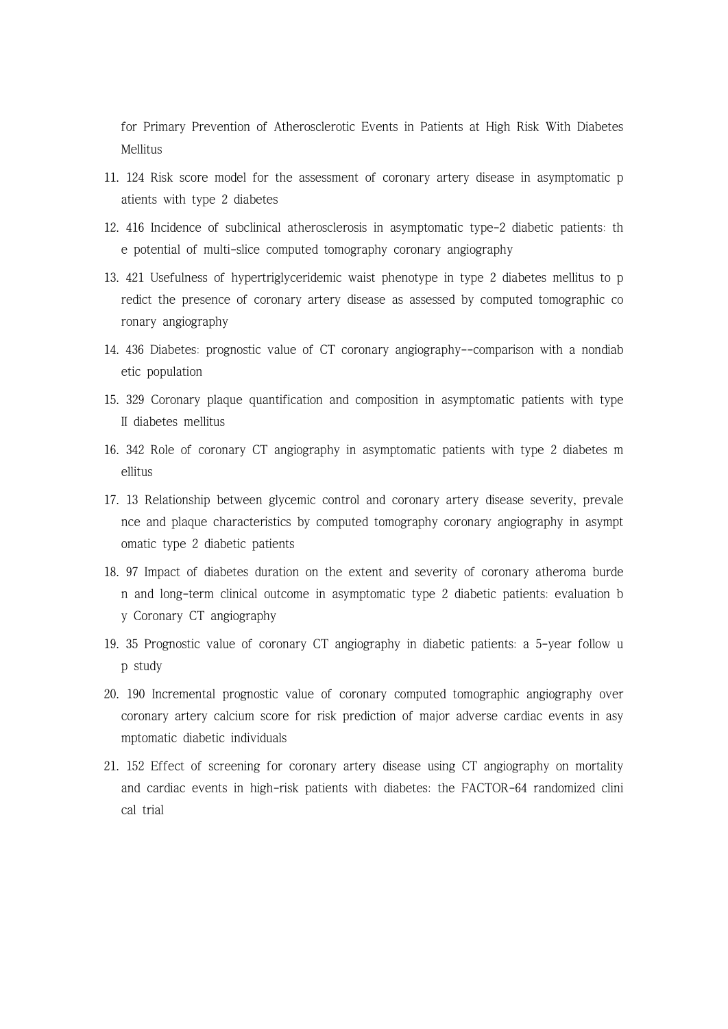for Primary Prevention of Atherosclerotic Events in Patients at High Risk With Diabetes Mellitus

11. 124 Risk score model for the assessment of coronary artery disease in asymptomatic patients with type 2 diabetes
12. 416 Incidence of subclinical atherosclerosis in asymptomatic type-2 diabetic patients: the potential of multi-slice computed tomography coronary angiography
13. 421 Usefulness of hypertriglyceridemic waist phenotype in type 2 diabetes mellitus to predict the presence of coronary artery disease as assessed by computed tomographic coronary angiography
14. 436 Diabetes: prognostic value of CT coronary angiography--comparison with a nondiabetic population
15. 329 Coronary plaque quantification and composition in asymptomatic patients with type II diabetes mellitus
16. 342 Role of coronary CT angiography in asymptomatic patients with type 2 diabetes mellitus
17. 13 Relationship between glycemic control and coronary artery disease severity, prevalence and plaque characteristics by computed tomography coronary angiography in asymptomatic type 2 diabetic patients
18. 97 Impact of diabetes duration on the extent and severity of coronary atheroma burden and long-term clinical outcome in asymptomatic type 2 diabetic patients: evaluation by Coronary CT angiography
19. 35 Prognostic value of coronary CT angiography in diabetic patients: a 5-year follow up study
20. 190 Incremental prognostic value of coronary computed tomographic angiography over coronary artery calcium score for risk prediction of major adverse cardiac events in asymptomatic diabetic individuals
21. 152 Effect of screening for coronary artery disease using CT angiography on mortality and cardiac events in high-risk patients with diabetes: the FACTOR-64 randomized clinical trial